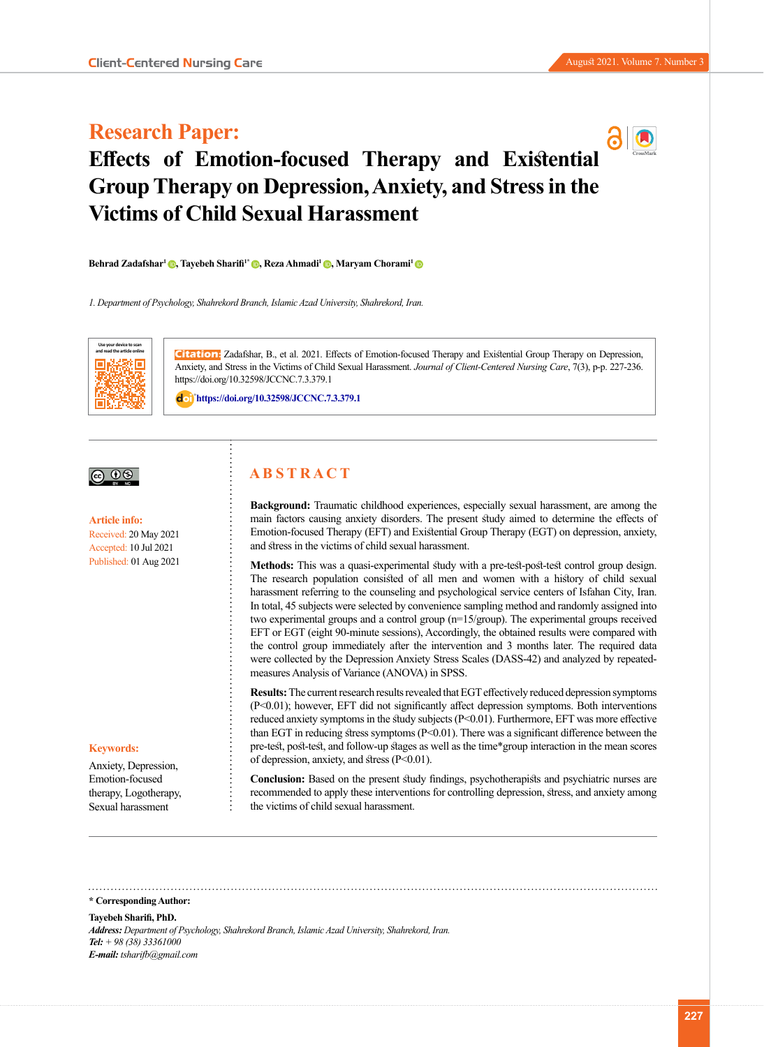## Research Paper:

# Effects of Emotion-focused Therapy and Existential Group Therapy on Depression, Anxiety, and Stress in the Victims of Child Sexual Harassment

**Behrad Zadafshar[1], Tayebeh Sharifi[1*], Reza Ahmadi[1], Maryam Chorami[1]**

*1. Department of Psychology, Shahrekord Branch, Islamic Azad University, Shahrekord, Iran.*

**Citation:** Zadafshar, B., et al. 2021. Effects of Emotion-focused Therapy and Existential Group Therapy on Depression, Anxiety, and Stress in the Victims of Child Sexual Harassment. *Journal of Client-Centered Nursing Care*, 7(3), p-p. 227-236. https://doi.org/10.32598/JCCNC.7.3.379.1

https://doi.org/10.32598/JCCNC.7.3.379.1

**Article info:**
Received: 20 May 2021
Accepted: 10 Jul 2021
Published: 01 Aug 2021

**Keywords:**
Anxiety, Depression, Emotion-focused therapy, Logotherapy, Sexual harassment

## ABSTRACT

**Background:** Traumatic childhood experiences, especially sexual harassment, are among the main factors causing anxiety disorders. The present study aimed to determine the effects of Emotion-focused Therapy (EFT) and Existential Group Therapy (EGT) on depression, anxiety, and stress in the victims of child sexual harassment.

**Methods:** This was a quasi-experimental study with a pre-test-post-test control group design. The research population consisted of all men and women with a history of child sexual harassment referring to the counseling and psychological service centers of Isfahan City, Iran. In total, 45 subjects were selected by convenience sampling method and randomly assigned into two experimental groups and a control group (n=15/group). The experimental groups received EFT or EGT (eight 90-minute sessions), Accordingly, the obtained results were compared with the control group immediately after the intervention and 3 months later. The required data were collected by the Depression Anxiety Stress Scales (DASS-42) and analyzed by repeated-measures Analysis of Variance (ANOVA) in SPSS.

**Results:** The current research results revealed that EGT effectively reduced depression symptoms ($P<0.01$); however, EFT did not significantly affect depression symptoms. Both interventions reduced anxiety symptoms in the study subjects ($P<0.01$). Furthermore, EFT was more effective than EGT in reducing stress symptoms ($P<0.01$). There was a significant difference between the pre-test, post-test, and follow-up stages as well as the time*group interaction in the mean scores of depression, anxiety, and stress ($P<0.01$).

**Conclusion:** Based on the present study findings, psychotherapists and psychiatric nurses are recommended to apply these interventions for controlling depression, stress, and anxiety among the victims of child sexual harassment.

---

**\* Corresponding Author:**

**Tayebeh Sharifi, PhD.**

***Address:*** *Department of Psychology, Shahrekord Branch, Islamic Azad University, Shahrekord, Iran.*

***Tel:*** *+ 98 (38) 33361000*

***E-mail:*** *tsharifb@gmail.com*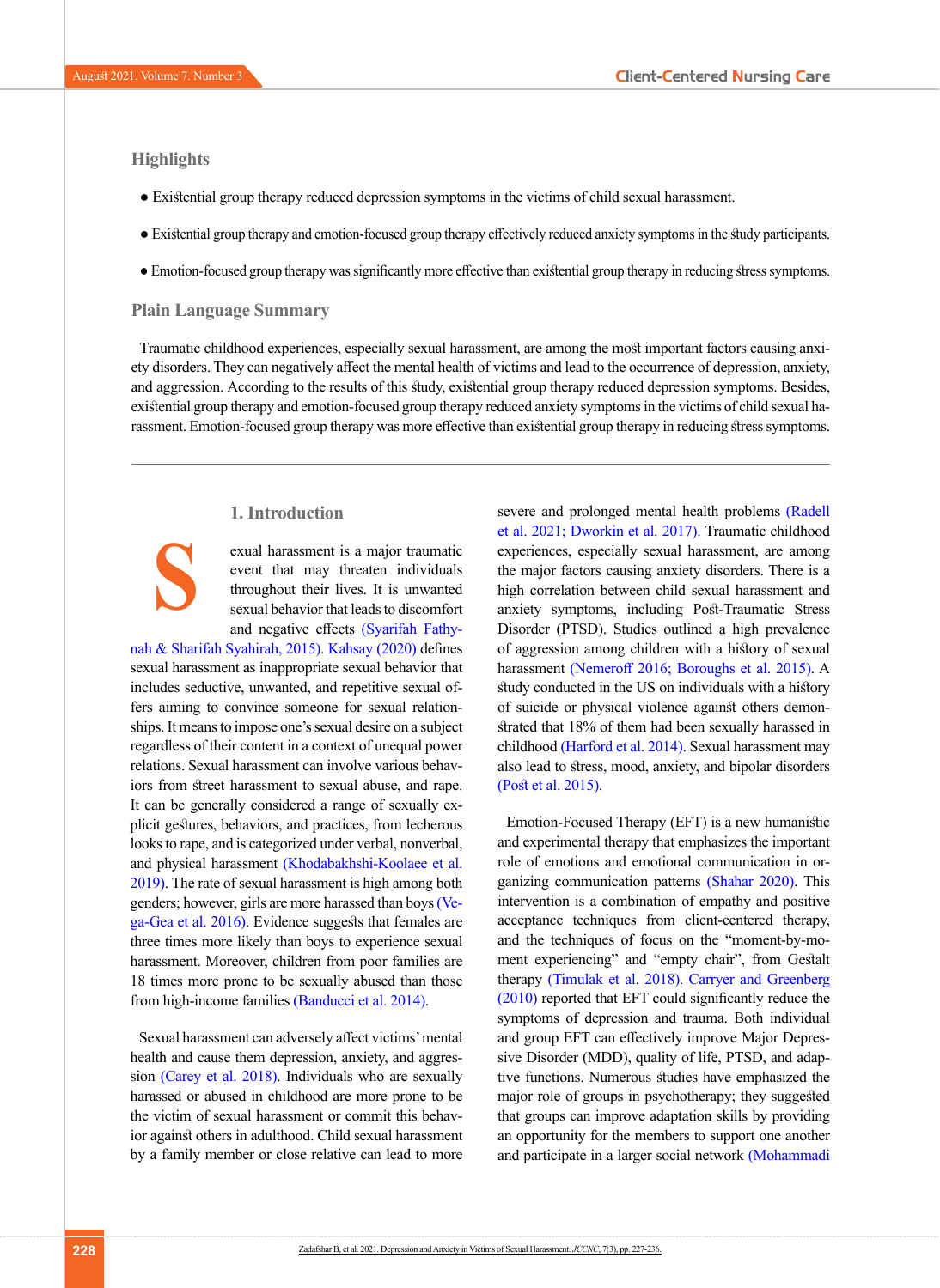## Highlights

- Existential group therapy reduced depression symptoms in the victims of child sexual harassment.
- Existential group therapy and emotion-focused group therapy effectively reduced anxiety symptoms in the study participants.
- Emotion-focused group therapy was significantly more effective than existential group therapy in reducing stress symptoms.

## Plain Language Summary

Traumatic childhood experiences, especially sexual harassment, are among the most important factors causing anxiety disorders. They can negatively affect the mental health of victims and lead to the occurrence of depression, anxiety, and aggression. According to the results of this study, existential group therapy reduced depression symptoms. Besides, existential group therapy and emotion-focused group therapy reduced anxiety symptoms in the victims of child sexual harassment. Emotion-focused group therapy was more effective than existential group therapy in reducing stress symptoms.

---

## 1. Introduction

Sexual harassment is a major traumatic event that may threaten individuals throughout their lives. It is unwanted sexual behavior that leads to discomfort and negative effects (Syarifah Fathynah & Sharifah Syahirah, 2015). Kahsay (2020) defines sexual harassment as inappropriate sexual behavior that includes seductive, unwanted, and repetitive sexual offers aiming to convince someone for sexual relationships. It means to impose one's sexual desire on a subject regardless of their content in a context of unequal power relations. Sexual harassment can involve various behaviors from street harassment to sexual abuse, and rape. It can be generally considered a range of sexually explicit gestures, behaviors, and practices, from lecherous looks to rape, and is categorized under verbal, nonverbal, and physical harassment (Khodabakhshi-Koolaee et al. 2019). The rate of sexual harassment is high among both genders; however, girls are more harassed than boys (Vega-Gea et al. 2016). Evidence suggests that females are three times more likely than boys to experience sexual harassment. Moreover, children from poor families are 18 times more prone to be sexually abused than those from high-income families (Banducci et al. 2014).

Sexual harassment can adversely affect victims' mental health and cause them depression, anxiety, and aggression (Carey et al. 2018). Individuals who are sexually harassed or abused in childhood are more prone to be the victim of sexual harassment or commit this behavior against others in adulthood. Child sexual harassment by a family member or close relative can lead to more severe and prolonged mental health problems (Radell et al. 2021; Dworkin et al. 2017). Traumatic childhood experiences, especially sexual harassment, are among the major factors causing anxiety disorders. There is a high correlation between child sexual harassment and anxiety symptoms, including Post-Traumatic Stress Disorder (PTSD). Studies outlined a high prevalence of aggression among children with a history of sexual harassment (Nemeroff 2016; Boroughs et al. 2015). A study conducted in the US on individuals with a history of suicide or physical violence against others demonstrated that 18% of them had been sexually harassed in childhood (Harford et al. 2014). Sexual harassment may also lead to stress, mood, anxiety, and bipolar disorders (Post et al. 2015).

Emotion-Focused Therapy (EFT) is a new humanistic and experimental therapy that emphasizes the important role of emotions and emotional communication in organizing communication patterns (Shahar 2020). This intervention is a combination of empathy and positive acceptance techniques from client-centered therapy, and the techniques of focus on the "moment-by-moment experiencing" and "empty chair", from Gestalt therapy (Timulak et al. 2018). Carryer and Greenberg (2010) reported that EFT could significantly reduce the symptoms of depression and trauma. Both individual and group EFT can effectively improve Major Depressive Disorder (MDD), quality of life, PTSD, and adaptive functions. Numerous studies have emphasized the major role of groups in psychotherapy; they suggested that groups can improve adaptation skills by providing an opportunity for the members to support one another and participate in a larger social network (Mohammadi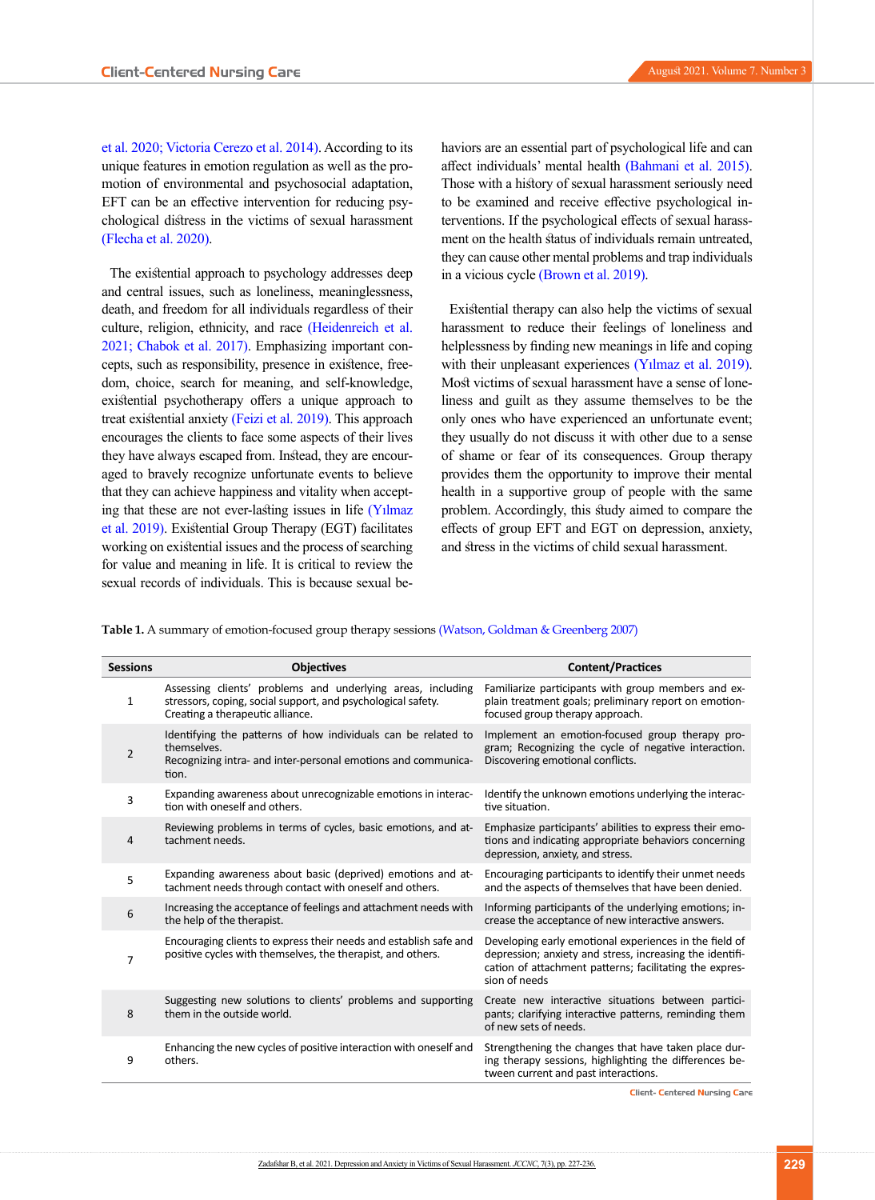et al. 2020; Victoria Cerezo et al. 2014). According to its unique features in emotion regulation as well as the promotion of environmental and psychosocial adaptation, EFT can be an effective intervention for reducing psychological distress in the victims of sexual harassment (Flecha et al. 2020).

The existential approach to psychology addresses deep and central issues, such as loneliness, meaninglessness, death, and freedom for all individuals regardless of their culture, religion, ethnicity, and race (Heidenreich et al. 2021; Chabok et al. 2017). Emphasizing important concepts, such as responsibility, presence in existence, freedom, choice, search for meaning, and self-knowledge, existential psychotherapy offers a unique approach to treat existential anxiety (Feizi et al. 2019). This approach encourages the clients to face some aspects of their lives they have always escaped from. Instead, they are encouraged to bravely recognize unfortunate events to believe that they can achieve happiness and vitality when accepting that these are not ever-lasting issues in life (Yılmaz et al. 2019). Existential Group Therapy (EGT) facilitates working on existential issues and the process of searching for value and meaning in life. It is critical to review the sexual records of individuals. This is because sexual behaviors are an essential part of psychological life and can affect individuals' mental health (Bahmani et al. 2015). Those with a history of sexual harassment seriously need to be examined and receive effective psychological interventions. If the psychological effects of sexual harassment on the health status of individuals remain untreated, they can cause other mental problems and trap individuals in a vicious cycle (Brown et al. 2019).

Existential therapy can also help the victims of sexual harassment to reduce their feelings of loneliness and helplessness by finding new meanings in life and coping with their unpleasant experiences (Yılmaz et al. 2019). Most victims of sexual harassment have a sense of loneliness and guilt as they assume themselves to be the only ones who have experienced an unfortunate event; they usually do not discuss it with other due to a sense of shame or fear of its consequences. Group therapy provides them the opportunity to improve their mental health in a supportive group of people with the same problem. Accordingly, this study aimed to compare the effects of group EFT and EGT on depression, anxiety, and stress in the victims of child sexual harassment.

**Table 1.** A summary of emotion-focused group therapy sessions (Watson, Goldman & Greenberg 2007)

| Sessions | Objectives | Content/Practices |
|---|---|---|
| 1 | Assessing clients' problems and underlying areas, including stressors, coping, social support, and psychological safety. Creating a therapeutic alliance. | Familiarize participants with group members and explain treatment goals; preliminary report on emotion-focused group therapy approach. |
| 2 | Identifying the patterns of how individuals can be related to themselves. Recognizing intra- and inter-personal emotions and communication. | Implement an emotion-focused group therapy program; Recognizing the cycle of negative interaction. Discovering emotional conflicts. |
| 3 | Expanding awareness about unrecognizable emotions in interaction with oneself and others. | Identify the unknown emotions underlying the interactive situation. |
| 4 | Reviewing problems in terms of cycles, basic emotions, and attachment needs. | Emphasize participants' abilities to express their emotions and indicating appropriate behaviors concerning depression, anxiety, and stress. |
| 5 | Expanding awareness about basic (deprived) emotions and attachment needs through contact with oneself and others. | Encouraging participants to identify their unmet needs and the aspects of themselves that have been denied. |
| 6 | Increasing the acceptance of feelings and attachment needs with the help of the therapist. | Informing participants of the underlying emotions; increase the acceptance of new interactive answers. |
| 7 | Encouraging clients to express their needs and establish safe and positive cycles with themselves, the therapist, and others. | Developing early emotional experiences in the field of depression; anxiety and stress, increasing the identification of attachment patterns; facilitating the expression of needs |
| 8 | Suggesting new solutions to clients' problems and supporting them in the outside world. | Create new interactive situations between participants; clarifying interactive patterns, reminding them of new sets of needs. |
| 9 | Enhancing the new cycles of positive interaction with oneself and others. | Strengthening the changes that have taken place during therapy sessions, highlighting the differences between current and past interactions. |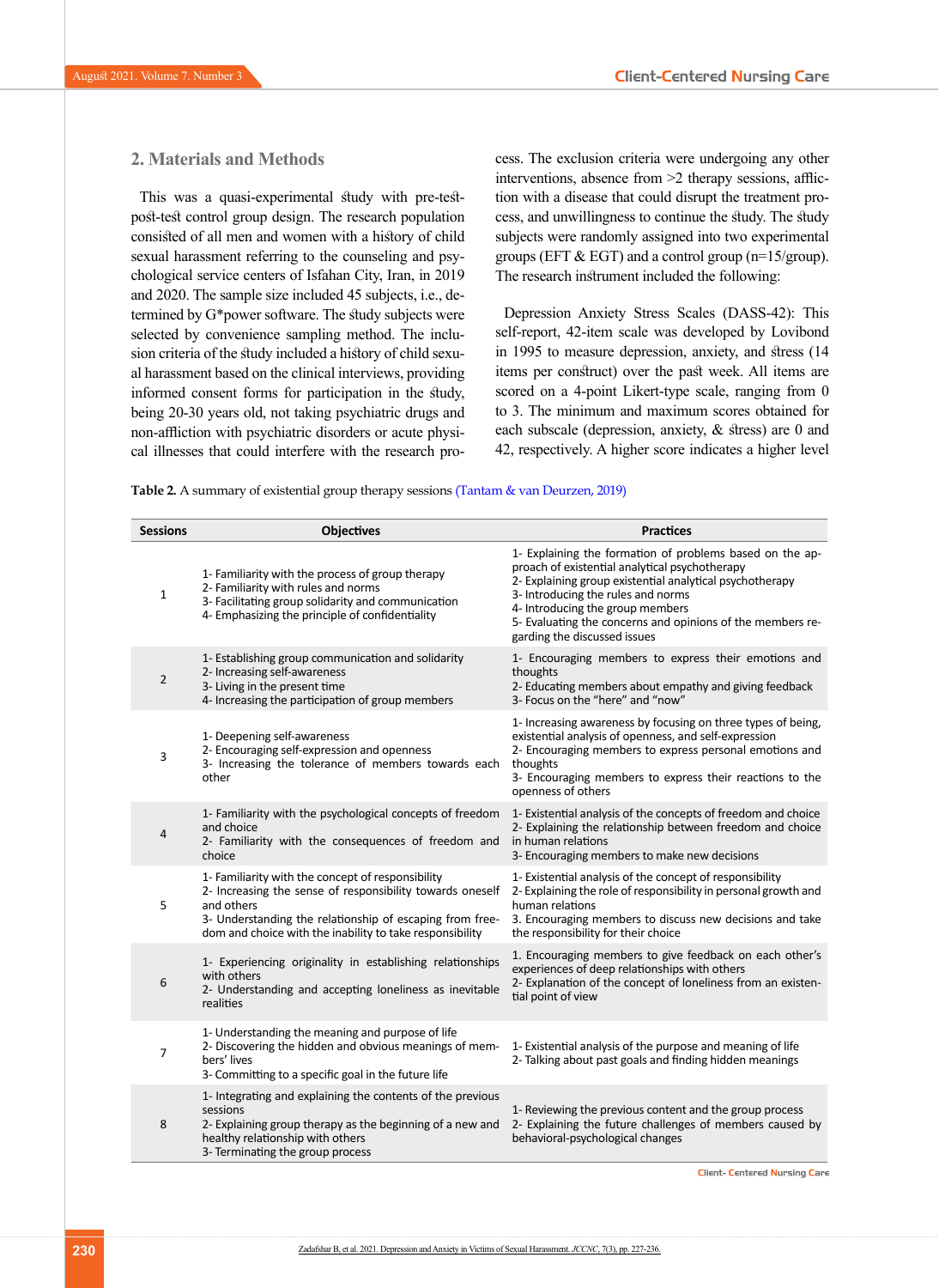## 2. Materials and Methods

This was a quasi-experimental study with pre-test-post-test control group design. The research population consisted of all men and women with a history of child sexual harassment referring to the counseling and psychological service centers of Isfahan City, Iran, in 2019 and 2020. The sample size included 45 subjects, i.e., determined by G*power software. The study subjects were selected by convenience sampling method. The inclusion criteria of the study included a history of child sexual harassment based on the clinical interviews, providing informed consent forms for participation in the study, being 20-30 years old, not taking psychiatric drugs and non-affliction with psychiatric disorders or acute physical illnesses that could interfere with the research process. The exclusion criteria were undergoing any other interventions, absence from >2 therapy sessions, affliction with a disease that could disrupt the treatment process, and unwillingness to continue the study. The study subjects were randomly assigned into two experimental groups (EFT & EGT) and a control group (n=15/group). The research instrument included the following:

Depression Anxiety Stress Scales (DASS-42): This self-report, 42-item scale was developed by Lovibond in 1995 to measure depression, anxiety, and stress (14 items per construct) over the past week. All items are scored on a 4-point Likert-type scale, ranging from 0 to 3. The minimum and maximum scores obtained for each subscale (depression, anxiety, & stress) are 0 and 42, respectively. A higher score indicates a higher level

**Table 2.** A summary of existential group therapy sessions (Tantam & van Deurzen, 2019)

| Sessions | Objectives | Practices |
|---|---|---|
| 1 | 1- Familiarity with the process of group therapy<br>2- Familiarity with rules and norms<br>3- Facilitating group solidarity and communication<br>4- Emphasizing the principle of confidentiality | 1- Explaining the formation of problems based on the approach of existential analytical psychotherapy<br>2- Explaining group existential analytical psychotherapy<br>3- Introducing the rules and norms<br>4- Introducing the group members<br>5- Evaluating the concerns and opinions of the members regarding the discussed issues |
| 2 | 1- Establishing group communication and solidarity<br>2- Increasing self-awareness<br>3- Living in the present time<br>4- Increasing the participation of group members | 1- Encouraging members to express their emotions and thoughts<br>2- Educating members about empathy and giving feedback<br>3- Focus on the "here" and "now" |
| 3 | 1- Deepening self-awareness<br>2- Encouraging self-expression and openness<br>3- Increasing the tolerance of members towards each other | 1- Increasing awareness by focusing on three types of being, existential analysis of openness, and self-expression<br>2- Encouraging members to express personal emotions and thoughts<br>3- Encouraging members to express their reactions to the openness of others |
| 4 | 1- Familiarity with the psychological concepts of freedom and choice<br>2- Familiarity with the consequences of freedom and choice | 1- Existential analysis of the concepts of freedom and choice<br>2- Explaining the relationship between freedom and choice in human relations<br>3- Encouraging members to make new decisions |
| 5 | 1- Familiarity with the concept of responsibility<br>2- Increasing the sense of responsibility towards oneself and others<br>3- Understanding the relationship of escaping from freedom and choice with the inability to take responsibility | 1- Existential analysis of the concept of responsibility<br>2- Explaining the role of responsibility in personal growth and human relations<br>3. Encouraging members to discuss new decisions and take the responsibility for their choice |
| 6 | 1- Experiencing originality in establishing relationships with others<br>2- Understanding and accepting loneliness as inevitable realities | 1. Encouraging members to give feedback on each other's experiences of deep relationships with others<br>2- Explanation of the concept of loneliness from an existential point of view |
| 7 | 1- Understanding the meaning and purpose of life<br>2- Discovering the hidden and obvious meanings of members' lives<br>3- Committing to a specific goal in the future life | 1- Existential analysis of the purpose and meaning of life<br>2- Talking about past goals and finding hidden meanings |
| 8 | 1- Integrating and explaining the contents of the previous sessions<br>2- Explaining group therapy as the beginning of a new and healthy relationship with others<br>3- Terminating the group process | 1- Reviewing the previous content and the group process<br>2- Explaining the future challenges of members caused by behavioral-psychological changes |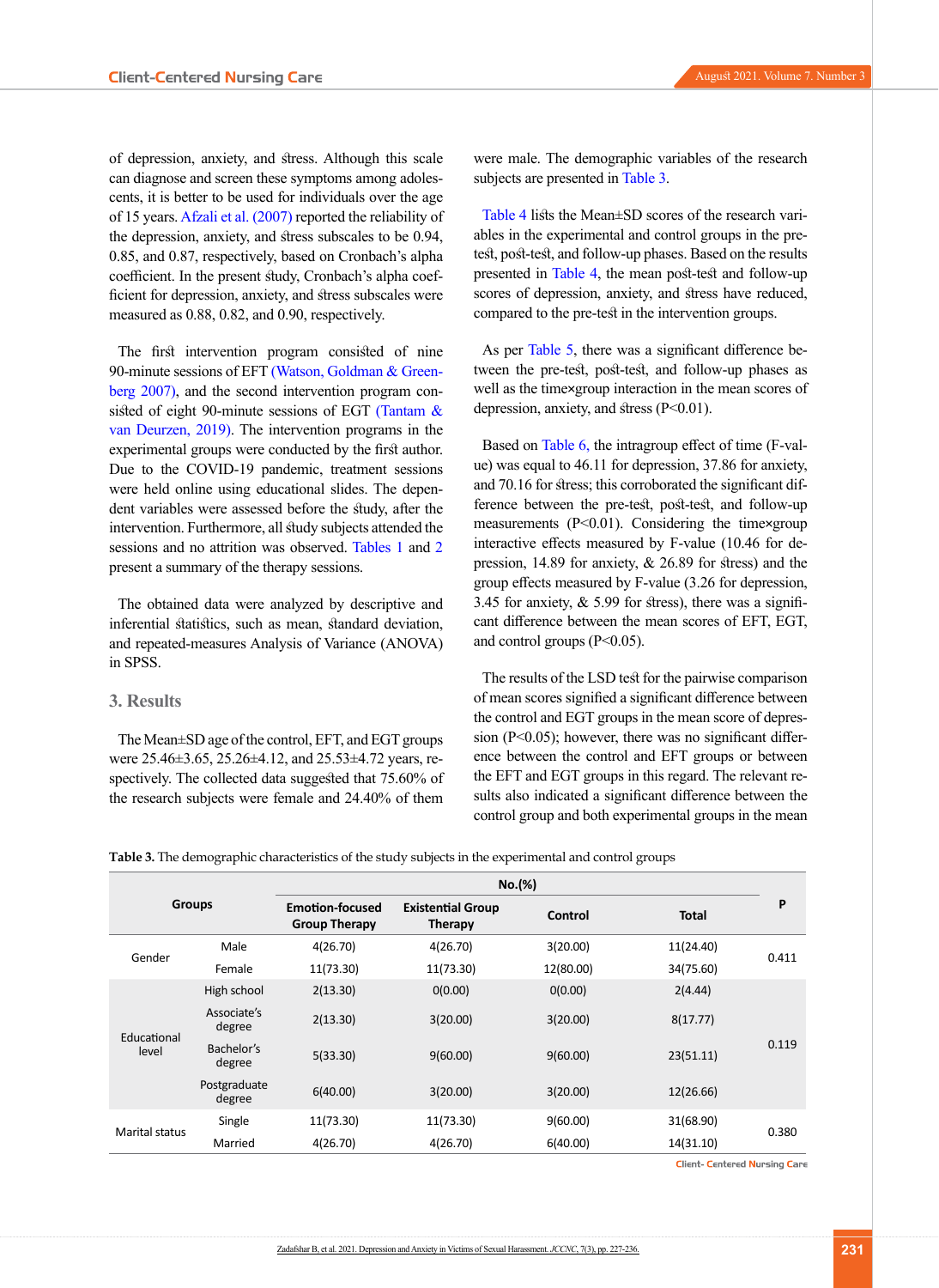of depression, anxiety, and stress. Although this scale can diagnose and screen these symptoms among adolescents, it is better to be used for individuals over the age of 15 years. Afzali et al. (2007) reported the reliability of the depression, anxiety, and stress subscales to be 0.94, 0.85, and 0.87, respectively, based on Cronbach's alpha coefficient. In the present study, Cronbach's alpha coefficient for depression, anxiety, and stress subscales were measured as 0.88, 0.82, and 0.90, respectively.

The first intervention program consisted of nine 90-minute sessions of EFT (Watson, Goldman & Greenberg 2007), and the second intervention program consisted of eight 90-minute sessions of EGT (Tantam & van Deurzen, 2019). The intervention programs in the experimental groups were conducted by the first author. Due to the COVID-19 pandemic, treatment sessions were held online using educational slides. The dependent variables were assessed before the study, after the intervention. Furthermore, all study subjects attended the sessions and no attrition was observed. Tables 1 and 2 present a summary of the therapy sessions.

The obtained data were analyzed by descriptive and inferential statistics, such as mean, standard deviation, and repeated-measures Analysis of Variance (ANOVA) in SPSS.

## 3. Results

The Mean±SD age of the control, EFT, and EGT groups were 25.46±3.65, 25.26±4.12, and 25.53±4.72 years, respectively. The collected data suggested that 75.60% of the research subjects were female and 24.40% of them were male. The demographic variables of the research subjects are presented in Table 3.

Table 4 lists the Mean±SD scores of the research variables in the experimental and control groups in the pre-test, post-test, and follow-up phases. Based on the results presented in Table 4, the mean post-test and follow-up scores of depression, anxiety, and stress have reduced, compared to the pre-test in the intervention groups.

As per Table 5, there was a significant difference between the pre-test, post-test, and follow-up phases as well as the time×group interaction in the mean scores of depression, anxiety, and stress ($P<0.01$).

Based on Table 6, the intragroup effect of time (F-value) was equal to 46.11 for depression, 37.86 for anxiety, and 70.16 for stress; this corroborated the significant difference between the pre-test, post-test, and follow-up measurements ($P<0.01$). Considering the time×group interactive effects measured by F-value (10.46 for depression, 14.89 for anxiety, & 26.89 for stress) and the group effects measured by F-value (3.26 for depression, 3.45 for anxiety, & 5.99 for stress), there was a significant difference between the mean scores of EFT, EGT, and control groups ($P<0.05$).

The results of the LSD test for the pairwise comparison of mean scores signified a significant difference between the control and EGT groups in the mean score of depression ($P<0.05$); however, there was no significant difference between the control and EFT groups or between the EFT and EGT groups in this regard. The relevant results also indicated a significant difference between the control group and both experimental groups in the mean

**Table 3.** The demographic characteristics of the study subjects in the experimental and control groups

| Groups | | No.(%) | | | | P |
|---|---|---|---|---|---|---|
| | | Emotion-focused Group Therapy | Existential Group Therapy | Control | Total | |
| Gender | Male | 4(26.70) | 4(26.70) | 3(20.00) | 11(24.40) | 0.411 |
| | Female | 11(73.30) | 11(73.30) | 12(80.00) | 34(75.60) | |
| Educational level | High school | 2(13.30) | 0(0.00) | 0(0.00) | 2(4.44) | 0.119 |
| | Associate's degree | 2(13.30) | 3(20.00) | 3(20.00) | 8(17.77) | |
| | Bachelor's degree | 5(33.30) | 9(60.00) | 9(60.00) | 23(51.11) | |
| | Postgraduate degree | 6(40.00) | 3(20.00) | 3(20.00) | 12(26.66) | |
| Marital status | Single | 11(73.30) | 11(73.30) | 9(60.00) | 31(68.90) | 0.380 |
| | Married | 4(26.70) | 4(26.70) | 6(40.00) | 14(31.10) | |

Client- Centered Nursing Care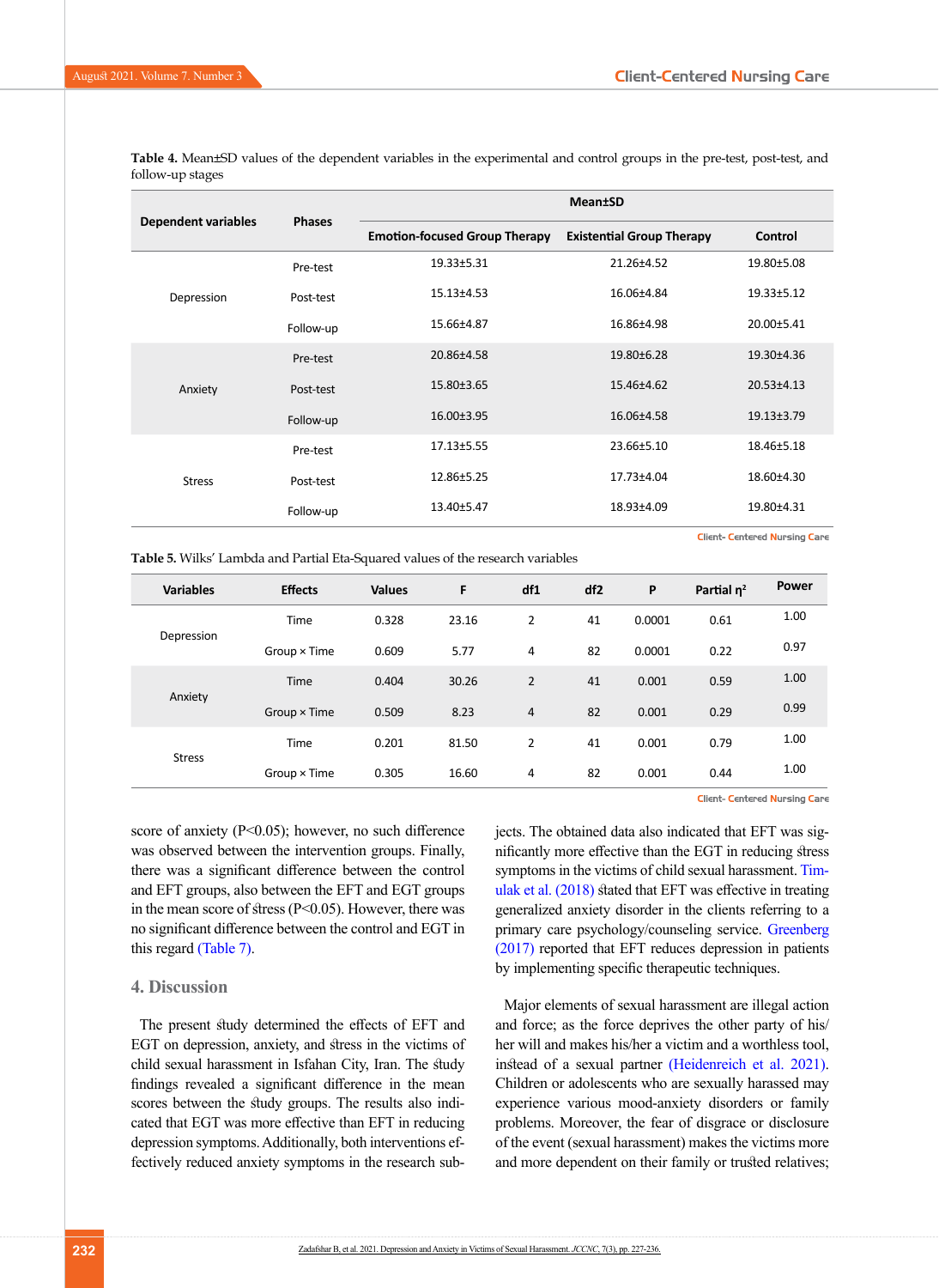**Table 4.** Mean±SD values of the dependent variables in the experimental and control groups in the pre-test, post-test, and follow-up stages

| Dependent variables | Phases | Mean±SD | | |
|---|---|---|---|---|
| | | Emotion-focused Group Therapy | Existential Group Therapy | Control |
| Depression | Pre-test | 19.33±5.31 | 21.26±4.52 | 19.80±5.08 |
| | Post-test | 15.13±4.53 | 16.06±4.84 | 19.33±5.12 |
| | Follow-up | 15.66±4.87 | 16.86±4.98 | 20.00±5.41 |
| Anxiety | Pre-test | 20.86±4.58 | 19.80±6.28 | 19.30±4.36 |
| | Post-test | 15.80±3.65 | 15.46±4.62 | 20.53±4.13 |
| | Follow-up | 16.00±3.95 | 16.06±4.58 | 19.13±3.79 |
| Stress | Pre-test | 17.13±5.55 | 23.66±5.10 | 18.46±5.18 |
| | Post-test | 12.86±5.25 | 17.73±4.04 | 18.60±4.30 |
| | Follow-up | 13.40±5.47 | 18.93±4.09 | 19.80±4.31 |

**Table 5.** Wilks' Lambda and Partial Eta-Squared values of the research variables

| Variables | Effects | Values | F | df1 | df2 | P | Partial $\eta^2$ | Power |
|---|---|---|---|---|---|---|---|---|
| Depression | Time | 0.328 | 23.16 | 2 | 41 | 0.0001 | 0.61 | 1.00 |
| | Group × Time | 0.609 | 5.77 | 4 | 82 | 0.0001 | 0.22 | 0.97 |
| Anxiety | Time | 0.404 | 30.26 | 2 | 41 | 0.001 | 0.59 | 1.00 |
| | Group × Time | 0.509 | 8.23 | 4 | 82 | 0.001 | 0.29 | 0.99 |
| Stress | Time | 0.201 | 81.50 | 2 | 41 | 0.001 | 0.79 | 1.00 |
| | Group × Time | 0.305 | 16.60 | 4 | 82 | 0.001 | 0.44 | 1.00 |

score of anxiety (P<0.05); however, no such difference was observed between the intervention groups. Finally, there was a significant difference between the control and EFT groups, also between the EFT and EGT groups in the mean score of stress (P<0.05). However, there was no significant difference between the control and EGT in this regard (Table 7).

## 4. Discussion

The present study determined the effects of EFT and EGT on depression, anxiety, and stress in the victims of child sexual harassment in Isfahan City, Iran. The study findings revealed a significant difference in the mean scores between the study groups. The results also indicated that EGT was more effective than EFT in reducing depression symptoms. Additionally, both interventions effectively reduced anxiety symptoms in the research subjects. The obtained data also indicated that EFT was significantly more effective than the EGT in reducing stress symptoms in the victims of child sexual harassment. Timulak et al. (2018) stated that EFT was effective in treating generalized anxiety disorder in the clients referring to a primary care psychology/counseling service. Greenberg (2017) reported that EFT reduces depression in patients by implementing specific therapeutic techniques.

Major elements of sexual harassment are illegal action and force; as the force deprives the other party of his/her will and makes his/her a victim and a worthless tool, instead of a sexual partner (Heidenreich et al. 2021). Children or adolescents who are sexually harassed may experience various mood-anxiety disorders or family problems. Moreover, the fear of disgrace or disclosure of the event (sexual harassment) makes the victims more and more dependent on their family or trusted relatives;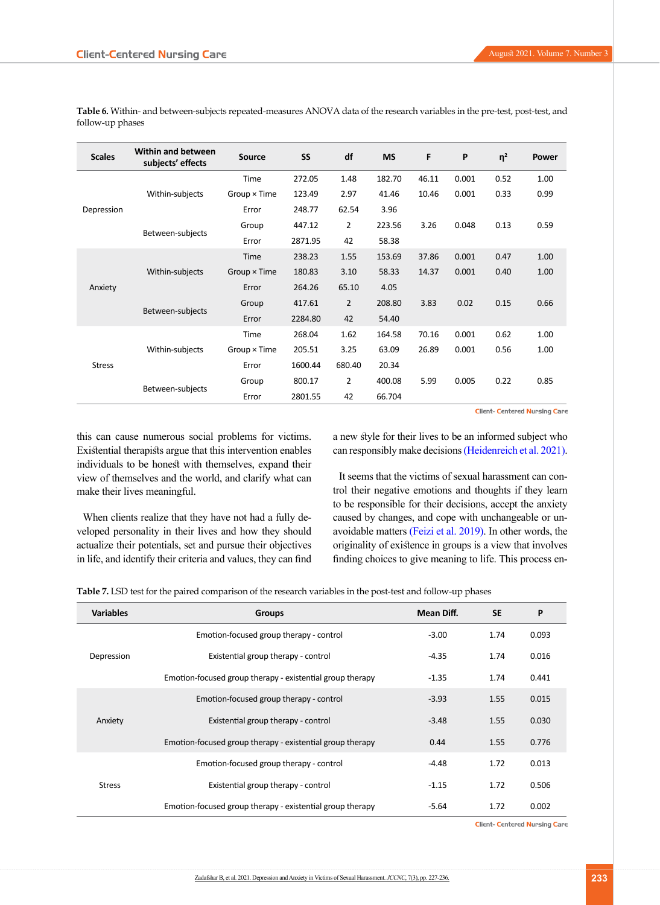**Table 6.** Within- and between-subjects repeated-measures ANOVA data of the research variables in the pre-test, post-test, and follow-up phases

| Scales | Within and between subjects' effects | Source | SS | df | MS | F | P | η² | Power |
|---|---|---|---|---|---|---|---|---|---|
| Depression | Within-subjects | Time | 272.05 | 1.48 | 182.70 | 46.11 | 0.001 | 0.52 | 1.00 |
| | | Group × Time | 123.49 | 2.97 | 41.46 | 10.46 | 0.001 | 0.33 | 0.99 |
| | | Error | 248.77 | 62.54 | 3.96 | | | | |
| | Between-subjects | Group | 447.12 | 2 | 223.56 | 3.26 | 0.048 | 0.13 | 0.59 |
| | | Error | 2871.95 | 42 | 58.38 | | | | |
| Anxiety | Within-subjects | Time | 238.23 | 1.55 | 153.69 | 37.86 | 0.001 | 0.47 | 1.00 |
| | | Group × Time | 180.83 | 3.10 | 58.33 | 14.37 | 0.001 | 0.40 | 1.00 |
| | | Error | 264.26 | 65.10 | 4.05 | | | | |
| | Between-subjects | Group | 417.61 | 2 | 208.80 | 3.83 | 0.02 | 0.15 | 0.66 |
| | | Error | 2284.80 | 42 | 54.40 | | | | |
| Stress | Within-subjects | Time | 268.04 | 1.62 | 164.58 | 70.16 | 0.001 | 0.62 | 1.00 |
| | | Group × Time | 205.51 | 3.25 | 63.09 | 26.89 | 0.001 | 0.56 | 1.00 |
| | | Error | 1600.44 | 680.40 | 20.34 | | | | |
| | Between-subjects | Group | 800.17 | 2 | 400.08 | 5.99 | 0.005 | 0.22 | 0.85 |
| | | Error | 2801.55 | 42 | 66.704 | | | | |

this can cause numerous social problems for victims. Existential therapists argue that this intervention enables individuals to be honest with themselves, expand their view of themselves and the world, and clarify what can make their lives meaningful.

When clients realize that they have not had a fully developed personality in their lives and how they should actualize their potentials, set and pursue their objectives in life, and identify their criteria and values, they can find a new style for their lives to be an informed subject who can responsibly make decisions (Heidenreich et al. 2021).

It seems that the victims of sexual harassment can control their negative emotions and thoughts if they learn to be responsible for their decisions, accept the anxiety caused by changes, and cope with unchangeable or unavoidable matters (Feizi et al. 2019). In other words, the originality of existence in groups is a view that involves finding choices to give meaning to life. This process en-

**Table 7.** LSD test for the paired comparison of the research variables in the post-test and follow-up phases

| Variables | Groups | Mean Diff. | SE | P |
|---|---|---|---|---|
| Depression | Emotion-focused group therapy - control | -3.00 | 1.74 | 0.093 |
| | Existential group therapy - control | -4.35 | 1.74 | 0.016 |
| | Emotion-focused group therapy - existential group therapy | -1.35 | 1.74 | 0.441 |
| Anxiety | Emotion-focused group therapy - control | -3.93 | 1.55 | 0.015 |
| | Existential group therapy - control | -3.48 | 1.55 | 0.030 |
| | Emotion-focused group therapy - existential group therapy | 0.44 | 1.55 | 0.776 |
| Stress | Emotion-focused group therapy - control | -4.48 | 1.72 | 0.013 |
| | Existential group therapy - control | -1.15 | 1.72 | 0.506 |
| | Emotion-focused group therapy - existential group therapy | -5.64 | 1.72 | 0.002 |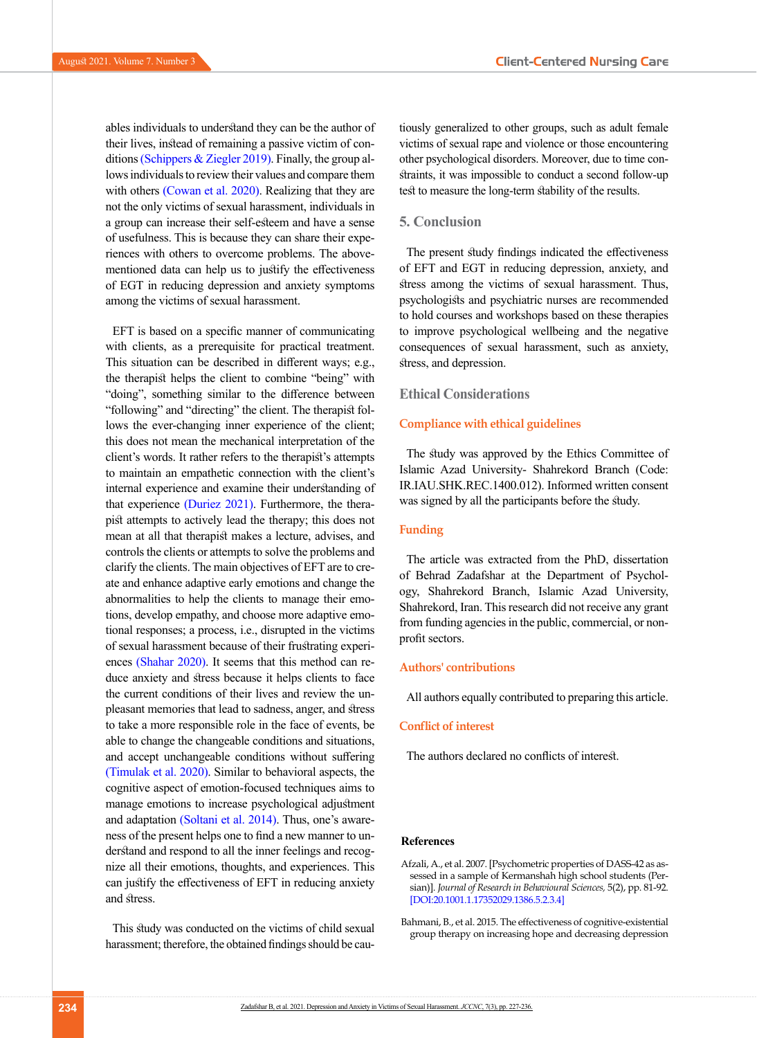ables individuals to understand they can be the author of their lives, instead of remaining a passive victim of conditions (Schippers & Ziegler 2019). Finally, the group allows individuals to review their values and compare them with others (Cowan et al. 2020). Realizing that they are not the only victims of sexual harassment, individuals in a group can increase their self-esteem and have a sense of usefulness. This is because they can share their experiences with others to overcome problems. The above-mentioned data can help us to justify the effectiveness of EGT in reducing depression and anxiety symptoms among the victims of sexual harassment.

EFT is based on a specific manner of communicating with clients, as a prerequisite for practical treatment. This situation can be described in different ways; e.g., the therapist helps the client to combine "being" with "doing", something similar to the difference between "following" and "directing" the client. The therapist follows the ever-changing inner experience of the client; this does not mean the mechanical interpretation of the client's words. It rather refers to the therapist's attempts to maintain an empathetic connection with the client's internal experience and examine their understanding of that experience (Duriez 2021). Furthermore, the therapist attempts to actively lead the therapy; this does not mean at all that therapist makes a lecture, advises, and controls the clients or attempts to solve the problems and clarify the clients. The main objectives of EFT are to create and enhance adaptive early emotions and change the abnormalities to help the clients to manage their emotions, develop empathy, and choose more adaptive emotional responses; a process, i.e., disrupted in the victims of sexual harassment because of their frustrating experiences (Shahar 2020). It seems that this method can reduce anxiety and stress because it helps clients to face the current conditions of their lives and review the unpleasant memories that lead to sadness, anger, and stress to take a more responsible role in the face of events, be able to change the changeable conditions and situations, and accept unchangeable conditions without suffering (Timulak et al. 2020). Similar to behavioral aspects, the cognitive aspect of emotion-focused techniques aims to manage emotions to increase psychological adjustment and adaptation (Soltani et al. 2014). Thus, one's awareness of the present helps one to find a new manner to understand and respond to all the inner feelings and recognize all their emotions, thoughts, and experiences. This can justify the effectiveness of EFT in reducing anxiety and stress.

This study was conducted on the victims of child sexual harassment; therefore, the obtained findings should be cautiously generalized to other groups, such as adult female victims of sexual rape and violence or those encountering other psychological disorders. Moreover, due to time constraints, it was impossible to conduct a second follow-up test to measure the long-term stability of the results.

## 5. Conclusion

The present study findings indicated the effectiveness of EFT and EGT in reducing depression, anxiety, and stress among the victims of sexual harassment. Thus, psychologists and psychiatric nurses are recommended to hold courses and workshops based on these therapies to improve psychological wellbeing and the negative consequences of sexual harassment, such as anxiety, stress, and depression.

## Ethical Considerations

### Compliance with ethical guidelines

The study was approved by the Ethics Committee of Islamic Azad University- Shahrekord Branch (Code: IR.IAU.SHK.REC.1400.012). Informed written consent was signed by all the participants before the study.

### Funding

The article was extracted from the PhD, dissertation of Behrad Zadafshar at the Department of Psychology, Shahrekord Branch, Islamic Azad University, Shahrekord, Iran. This research did not receive any grant from funding agencies in the public, commercial, or non-profit sectors.

### Authors' contributions

All authors equally contributed to preparing this article.

### Conflict of interest

The authors declared no conflicts of interest.

## References

Afzali, A., et al. 2007. [Psychometric properties of DASS-42 as assessed in a sample of Kermanshah high school students (Persian)]. *Journal of Research in Behavioural Sciences,* 5(2), pp. 81-92. [DOI:20.1001.1.17352029.1386.5.2.3.4]

Bahmani, B., et al. 2015. The effectiveness of cognitive-existential group therapy on increasing hope and decreasing depression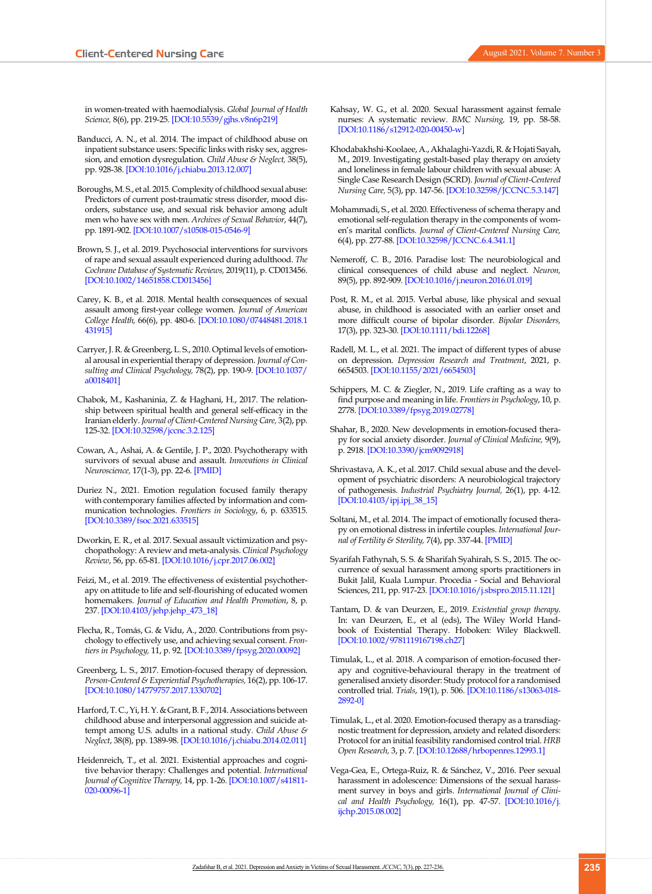in women-treated with haemodialysis. *Global Journal of Health Science,* 8(6), pp. 219-25. [DOI:10.5539/gjhs.v8n6p219]

Banducci, A. N., et al. 2014. The impact of childhood abuse on inpatient substance users: Specific links with risky sex, aggression, and emotion dysregulation. *Child Abuse & Neglect,* 38(5), pp. 928-38. [DOI:10.1016/j.chiabu.2013.12.007]

Boroughs, M. S., et al. 2015. Complexity of childhood sexual abuse: Predictors of current post-traumatic stress disorder, mood disorders, substance use, and sexual risk behavior among adult men who have sex with men. *Archives of Sexual Behavior*, 44(7), pp. 1891-902. [DOI:10.1007/s10508-015-0546-9]

Brown, S. J., et al. 2019. Psychosocial interventions for survivors of rape and sexual assault experienced during adulthood. *The Cochrane Database of Systematic Reviews,* 2019(11), p. CD013456. [DOI:10.1002/14651858.CD013456]

Carey, K. B., et al. 2018. Mental health consequences of sexual assault among first-year college women. *Journal of American College Health,* 66(6), pp. 480-6. [DOI:10.1080/07448481.2018.1431915]

Carryer, J. R. & Greenberg, L. S., 2010. Optimal levels of emotional arousal in experiential therapy of depression. *Journal of Consulting and Clinical Psychology,* 78(2), pp. 190-9. [DOI:10.1037/a0018401]

Chabok, M., Kashaninia, Z. & Haghani, H., 2017. The relationship between spiritual health and general self-efficacy in the Iranian elderly. *Journal of Client-Centered Nursing Care,* 3(2), pp. 125-32. [DOI:10.32598/jccnc.3.2.125]

Cowan, A., Ashai, A. & Gentile, J. P., 2020. Psychotherapy with survivors of sexual abuse and assault. *Innovations in Clinical Neuroscience,* 17(1-3), pp. 22-6. [PMID]

Duriez N., 2021. Emotion regulation focused family therapy with contemporary families affected by information and communication technologies. *Frontiers in Sociology*, 6, p. 633515. [DOI:10.3389/fsoc.2021.633515]

Dworkin, E. R., et al. 2017. Sexual assault victimization and psychopathology: A review and meta-analysis. *Clinical Psychology Review*, 56, pp. 65-81. [DOI:10.1016/j.cpr.2017.06.002]

Feizi, M., et al. 2019. The effectiveness of existential psychotherapy on attitude to life and self-flourishing of educated women homemakers. *Journal of Education and Health Promotion*, 8, p. 237. [DOI:10.4103/jehp.jehp_473_18]

Flecha, R., Tomás, G. & Vidu, A., 2020. Contributions from psychology to effectively use, and achieving sexual consent. *Frontiers in Psychology,* 11, p. 92. [DOI:10.3389/fpsyg.2020.00092]

Greenberg, L. S., 2017. Emotion-focused therapy of depression. *Person-Centered & Experiential Psychotherapies,* 16(2), pp. 106-17. [DOI:10.1080/14779757.2017.1330702]

Harford, T. C., Yi, H. Y. & Grant, B. F., 2014. Associations between childhood abuse and interpersonal aggression and suicide attempt among U.S. adults in a national study. *Child Abuse & Neglect*, 38(8), pp. 1389-98. [DOI:10.1016/j.chiabu.2014.02.011]

Heidenreich, T., et al. 2021. Existential approaches and cognitive behavior therapy: Challenges and potential. *International Journal of Cognitive Therapy,* 14, pp. 1-26. [DOI:10.1007/s41811-020-00096-1]

Kahsay, W. G., et al. 2020. Sexual harassment against female nurses: A systematic review. *BMC Nursing,* 19, pp. 58-58. [DOI:10.1186/s12912-020-00450-w]

Khodabakhshi-Koolaee, A., Akhalaghi-Yazdi, R. & Hojati Sayah, M., 2019. Investigating gestalt-based play therapy on anxiety and loneliness in female labour children with sexual abuse: A Single Case Research Design (SCRD). *Journal of Client-Centered Nursing Care,* 5(3), pp. 147-56. [DOI:10.32598/JCCNC.5.3.147]

Mohammadi, S., et al. 2020. Effectiveness of schema therapy and emotional self-regulation therapy in the components of women's marital conflicts. *Journal of Client-Centered Nursing Care,* 6(4), pp. 277-88. [DOI:10.32598/JCCNC.6.4.341.1]

Nemeroff, C. B., 2016. Paradise lost: The neurobiological and clinical consequences of child abuse and neglect. *Neuron,* 89(5), pp. 892-909. [DOI:10.1016/j.neuron.2016.01.019]

Post, R. M., et al. 2015. Verbal abuse, like physical and sexual abuse, in childhood is associated with an earlier onset and more difficult course of bipolar disorder. *Bipolar Disorders,* 17(3), pp. 323-30. [DOI:10.1111/bdi.12268]

Radell, M. L., et al. 2021. The impact of different types of abuse on depression. *Depression Research and Treatment*, 2021, p. 6654503. [DOI:10.1155/2021/6654503]

Schippers, M. C. & Ziegler, N., 2019. Life crafting as a way to find purpose and meaning in life. *Frontiers in Psychology*, 10, p. 2778. [DOI:10.3389/fpsyg.2019.02778]

Shahar, B., 2020. New developments in emotion-focused therapy for social anxiety disorder. *Journal of Clinical Medicine,* 9(9), p. 2918. [DOI:10.3390/jcm9092918]

Shrivastava, A. K., et al. 2017. Child sexual abuse and the development of psychiatric disorders: A neurobiological trajectory of pathogenesis. *Industrial Psychiatry Journal,* 26(1), pp. 4-12. [DOI:10.4103/ipj.ipj_38_15]

Soltani, M., et al. 2014. The impact of emotionally focused therapy on emotional distress in infertile couples. *International Journal of Fertility & Sterility,* 7(4), pp. 337-44. [PMID]

Syarifah Fathynah, S. S. & Sharifah Syahirah, S. S., 2015. The occurrence of sexual harassment among sports practitioners in Bukit Jalil, Kuala Lumpur. Procedia - Social and Behavioral Sciences, 211, pp. 917-23. [DOI:10.1016/j.sbspro.2015.11.121]

Tantam, D. & van Deurzen, E., 2019. *Existential group therapy.* In: van Deurzen, E., et al (eds), The Wiley World Handbook of Existential Therapy. Hoboken: Wiley Blackwell. [DOI:10.1002/9781119167198.ch27]

Timulak, L., et al. 2018. A comparison of emotion-focused therapy and cognitive-behavioural therapy in the treatment of generalised anxiety disorder: Study protocol for a randomised controlled trial. *Trials,* 19(1), p. 506. [DOI:10.1186/s13063-018-2892-0]

Timulak, L., et al. 2020. Emotion-focused therapy as a transdiagnostic treatment for depression, anxiety and related disorders: Protocol for an initial feasibility randomised control trial. *HRB Open Research,* 3, p. 7. [DOI:10.12688/hrbopenres.12993.1]

Vega-Gea, E., Ortega-Ruiz, R. & Sánchez, V., 2016. Peer sexual harassment in adolescence: Dimensions of the sexual harassment survey in boys and girls. *International Journal of Clinical and Health Psychology,* 16(1), pp. 47-57. [DOI:10.1016/j.ijchp.2015.08.002]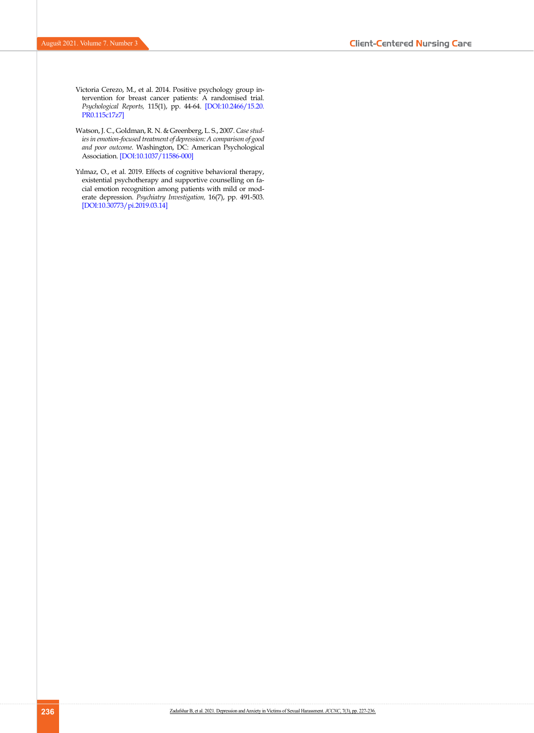Victoria Cerezo, M., et al. 2014. Positive psychology group intervention for breast cancer patients: A randomised trial. *Psychological Reports,* 115(1), pp. 44-64. [DOI:10.2466/15.20.PR0.115c17z7]

Watson, J. C., Goldman, R. N. & Greenberg, L. S., 2007. *Case studies in emotion-focused treatment of depression: A comparison of good and poor outcome.* Washington, DC: American Psychological Association. [DOI:10.1037/11586-000]

Yılmaz, O., et al. 2019. Effects of cognitive behavioral therapy, existential psychotherapy and supportive counselling on facial emotion recognition among patients with mild or moderate depression. *Psychiatry Investigation,* 16(7), pp. 491-503. [DOI:10.30773/pi.2019.03.14]